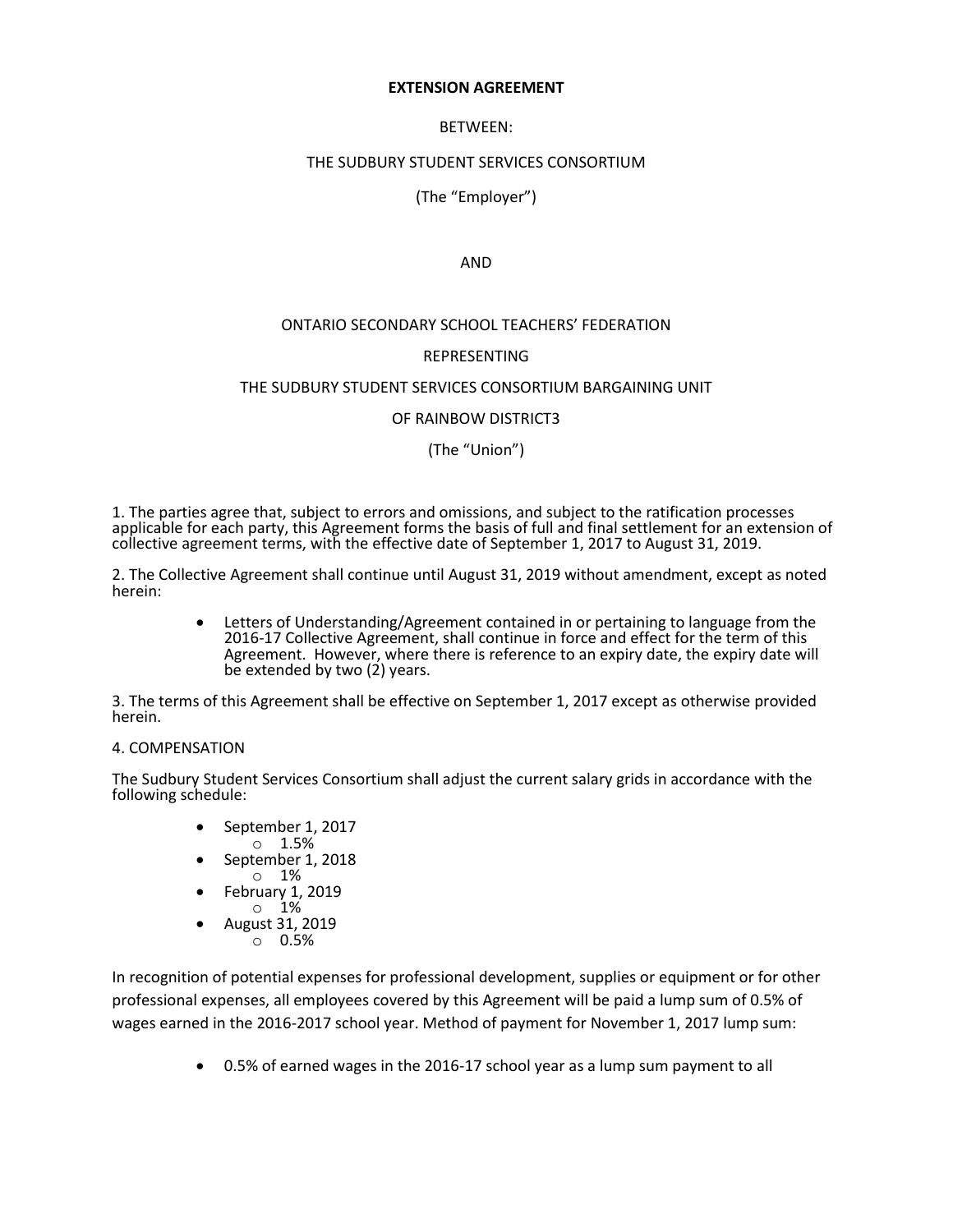**EXTENSION AGREEMENT**

BETWEEN:

THE SUDBURY STUDENT SERVICES CONSORTIUM

(The "Employer")

AND

ONTARIO SECONDARY SCHOOL TEACHERS' FEDERATION

REPRESENTING

THE SUDBURY STUDENT SERVICES CONSORTIUM BARGAINING UNIT

OF RAINBOW DISTRICT3

(The "Union")

1. The parties agree that, subject to errors and omissions, and subject to the ratification processes applicable for each party, this Agreement forms the basis of full and final settlement for an extension of collective agreement terms, with the effective date of September 1, 2017 to August 31, 2019.

2. The Collective Agreement shall continue until August 31, 2019 without amendment, except as noted herein:

   - Letters of Understanding/Agreement contained in or pertaining to language from the 2016-17 Collective Agreement, shall continue in force and effect for the term of this Agreement. However, where there is reference to an expiry date, the expiry date will be extended by two (2) years.

3. The terms of this Agreement shall be effective on September 1, 2017 except as otherwise provided herein.

4. COMPENSATION

The Sudbury Student Services Consortium shall adjust the current salary grids in accordance with the following schedule:

- September 1, 2017
  - 1.5%
- September 1, 2018
  - 1%
- February 1, 2019
  - 1%
- August 31, 2019
  - 0.5%

In recognition of potential expenses for professional development, supplies or equipment or for other professional expenses, all employees covered by this Agreement will be paid a lump sum of 0.5% of wages earned in the 2016-2017 school year. Method of payment for November 1, 2017 lump sum:

- 0.5% of earned wages in the 2016-17 school year as a lump sum payment to all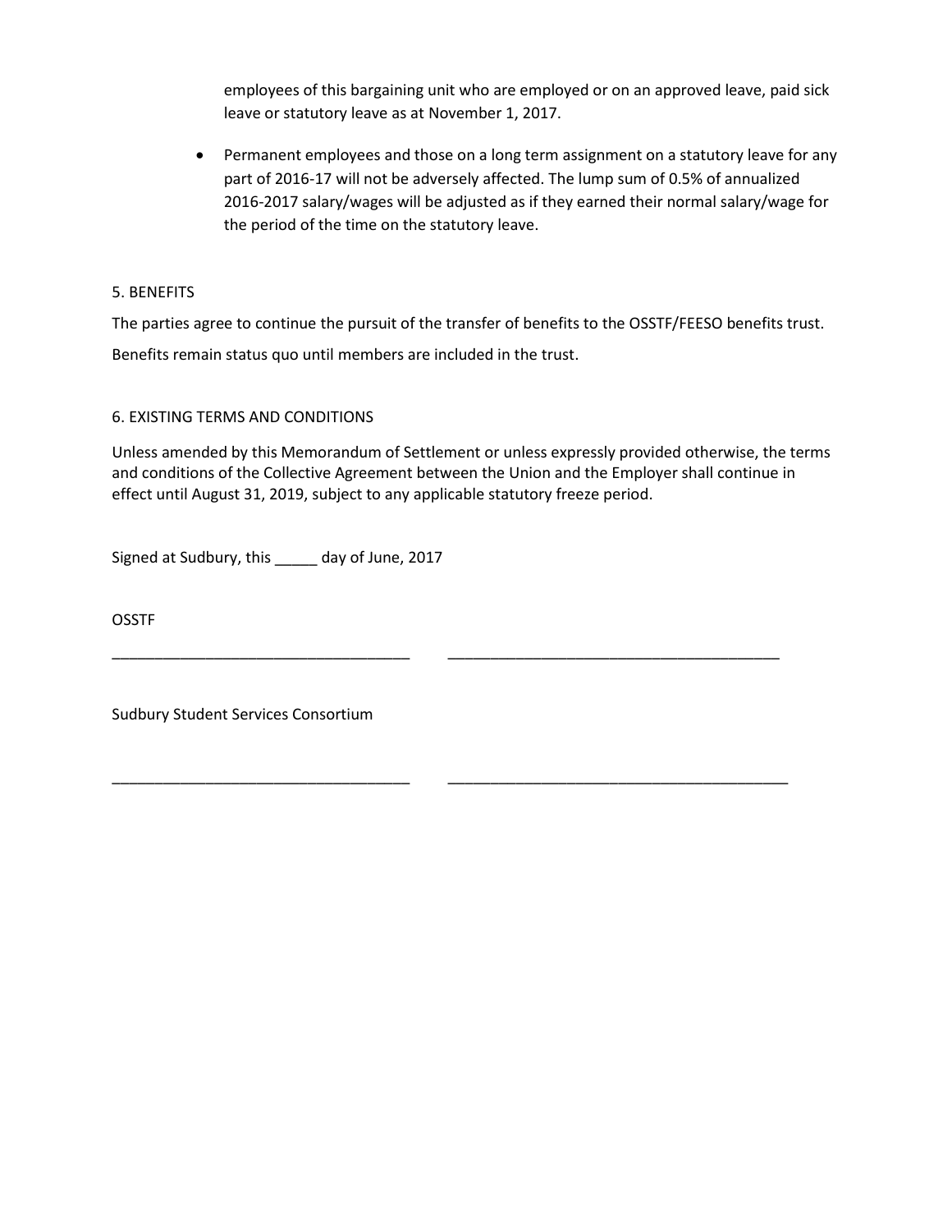employees of this bargaining unit who are employed or on an approved leave, paid sick leave or statutory leave as at November 1, 2017.

- Permanent employees and those on a long term assignment on a statutory leave for any part of 2016-17 will not be adversely affected. The lump sum of 0.5% of annualized 2016-2017 salary/wages will be adjusted as if they earned their normal salary/wage for the period of the time on the statutory leave.

5. BENEFITS

The parties agree to continue the pursuit of the transfer of benefits to the OSSTF/FEESO benefits trust.

Benefits remain status quo until members are included in the trust.

6. EXISTING TERMS AND CONDITIONS

Unless amended by this Memorandum of Settlement or unless expressly provided otherwise, the terms and conditions of the Collective Agreement between the Union and the Employer shall continue in effect until August 31, 2019, subject to any applicable statutory freeze period.

Signed at Sudbury, this _____ day of June, 2017

OSSTF

___________________________________ ___________________________________

Sudbury Student Services Consortium

___________________________________ ___________________________________